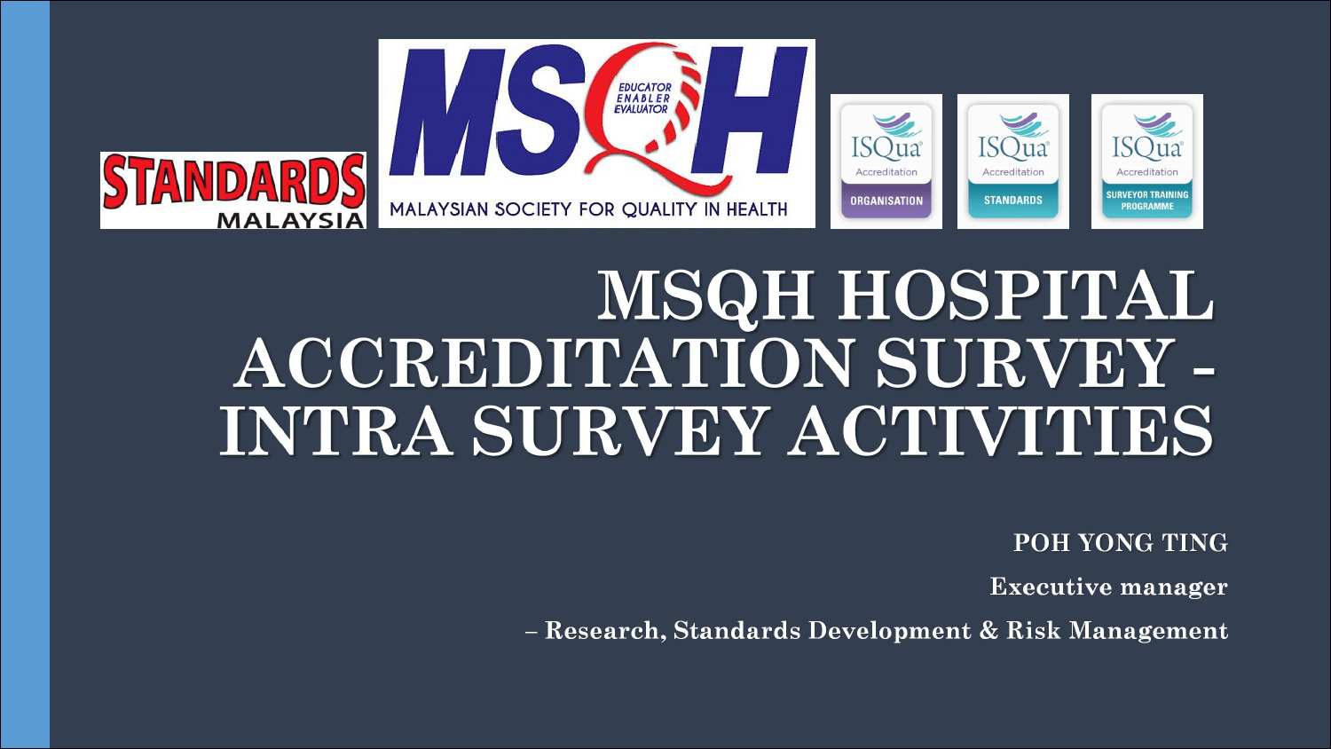# MSQH HOSPITAL ACCREDITATION SURVEY - INTRA SURVEY ACTIVITIES

**POH YONG TING**

**Executive manager**

**– Research, Standards Development & Risk Management**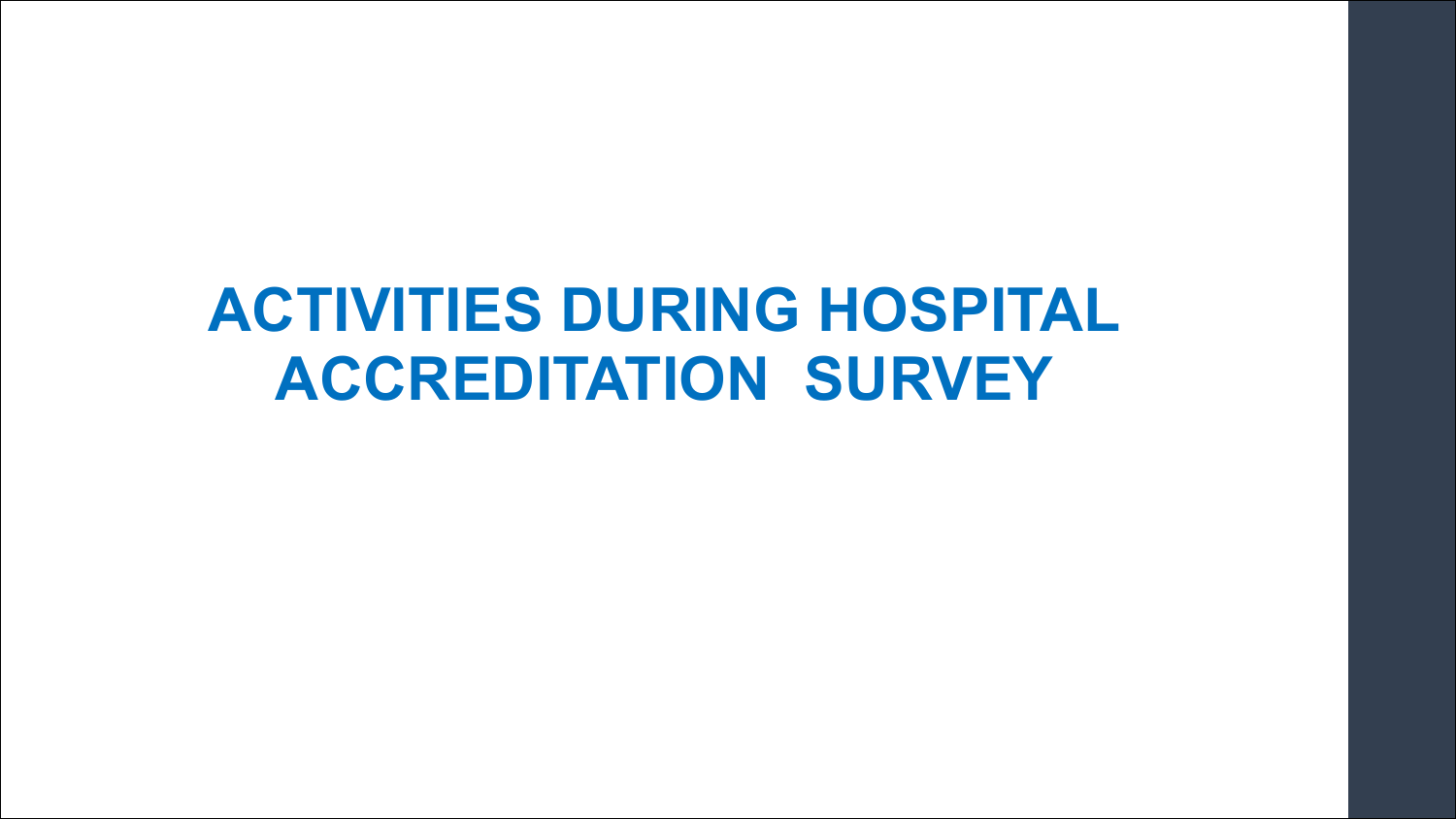# ACTIVITIES DURING HOSPITAL ACCREDITATION SURVEY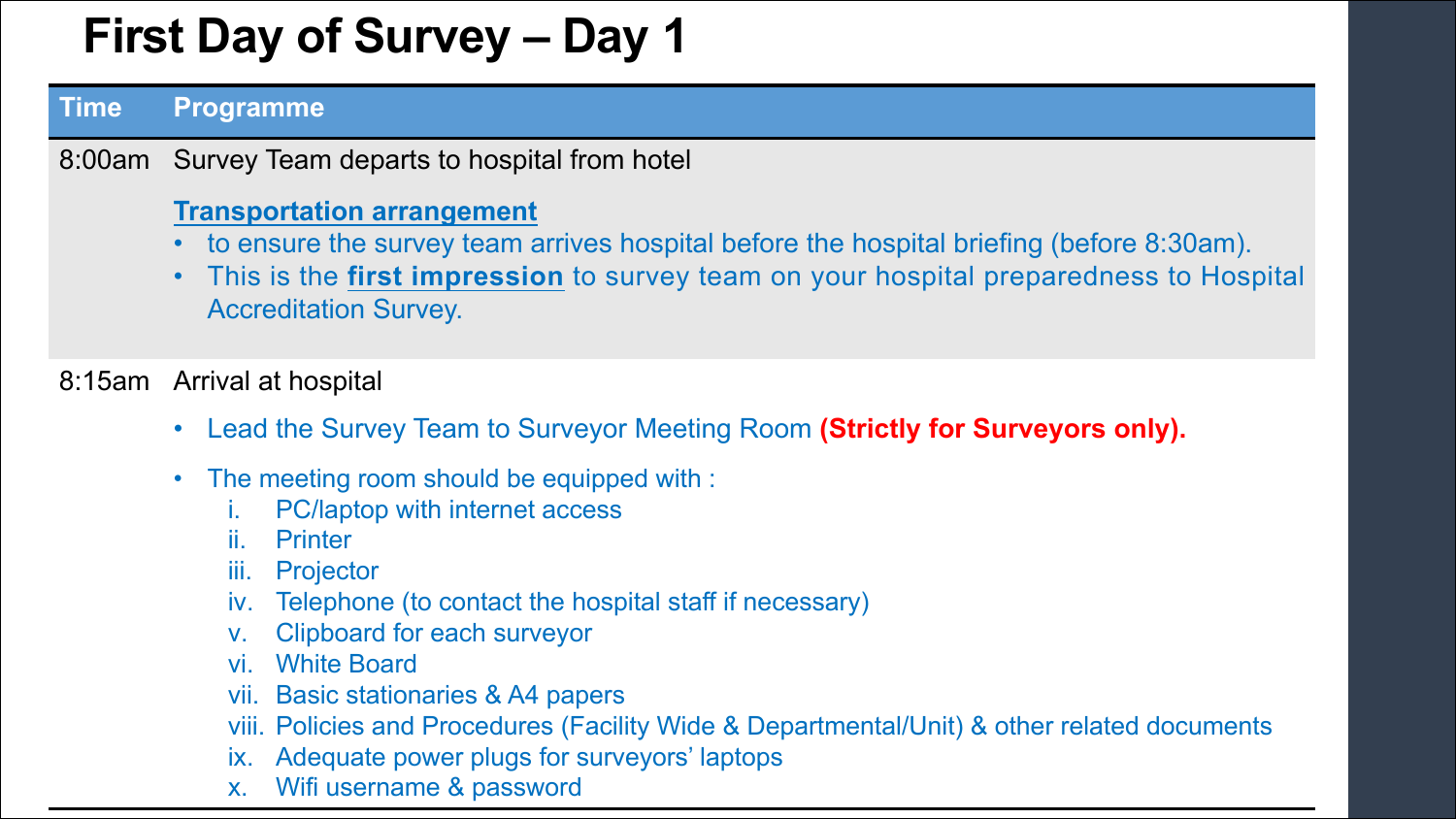# First Day of Survey – Day 1

| Time | Programme |
|---|---|
| 8:00am | Survey Team departs to hospital from hotel<br><br>**Transportation arrangement**<br>• to ensure the survey team arrives hospital before the hospital briefing (before 8:30am).<br>• This is the **first impression** to survey team on your hospital preparedness to Hospital Accreditation Survey. |
| 8:15am | Arrival at hospital<br><br>• Lead the Survey Team to Surveyor Meeting Room **(Strictly for Surveyors only).**<br><br>• The meeting room should be equipped with :<br>i. PC/laptop with internet access<br>ii. Printer<br>iii. Projector<br>iv. Telephone (to contact the hospital staff if necessary)<br>v. Clipboard for each surveyor<br>vi. White Board<br>vii. Basic stationaries & A4 papers<br>viii. Policies and Procedures (Facility Wide & Departmental/Unit) & other related documents<br>ix. Adequate power plugs for surveyors' laptops<br>x. Wifi username & password |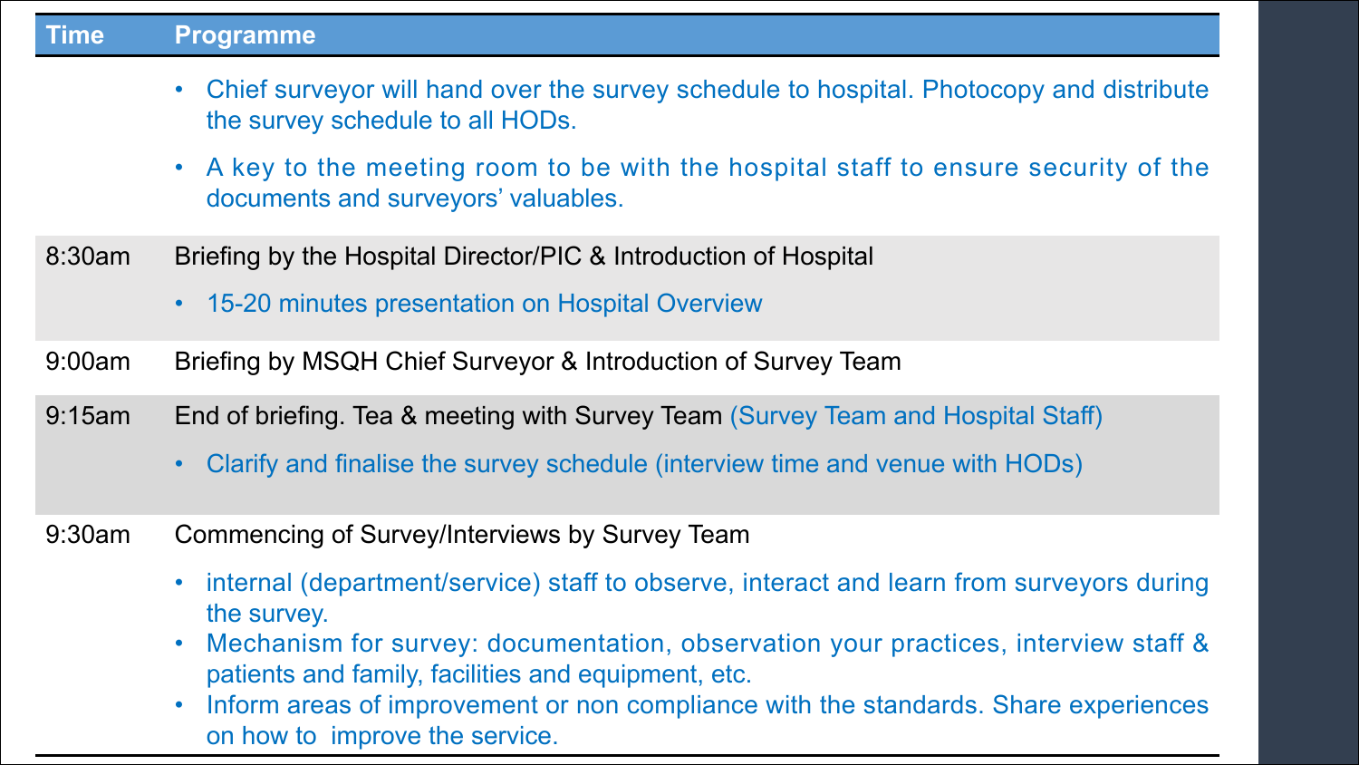| Time | Programme |
| --- | --- |
| | • Chief surveyor will hand over the survey schedule to hospital. Photocopy and distribute the survey schedule to all HODs.<br>• A key to the meeting room to be with the hospital staff to ensure security of the documents and surveyors' valuables. |
| 8:30am | Briefing by the Hospital Director/PIC & Introduction of Hospital<br>• 15-20 minutes presentation on Hospital Overview |
| 9:00am | Briefing by MSQH Chief Surveyor & Introduction of Survey Team |
| 9:15am | End of briefing. Tea & meeting with Survey Team (Survey Team and Hospital Staff)<br>• Clarify and finalise the survey schedule (interview time and venue with HODs) |
| 9:30am | Commencing of Survey/Interviews by Survey Team<br>• internal (department/service) staff to observe, interact and learn from surveyors during the survey.<br>• Mechanism for survey: documentation, observation your practices, interview staff & patients and family, facilities and equipment, etc.<br>• Inform areas of improvement or non compliance with the standards. Share experiences on how to improve the service. |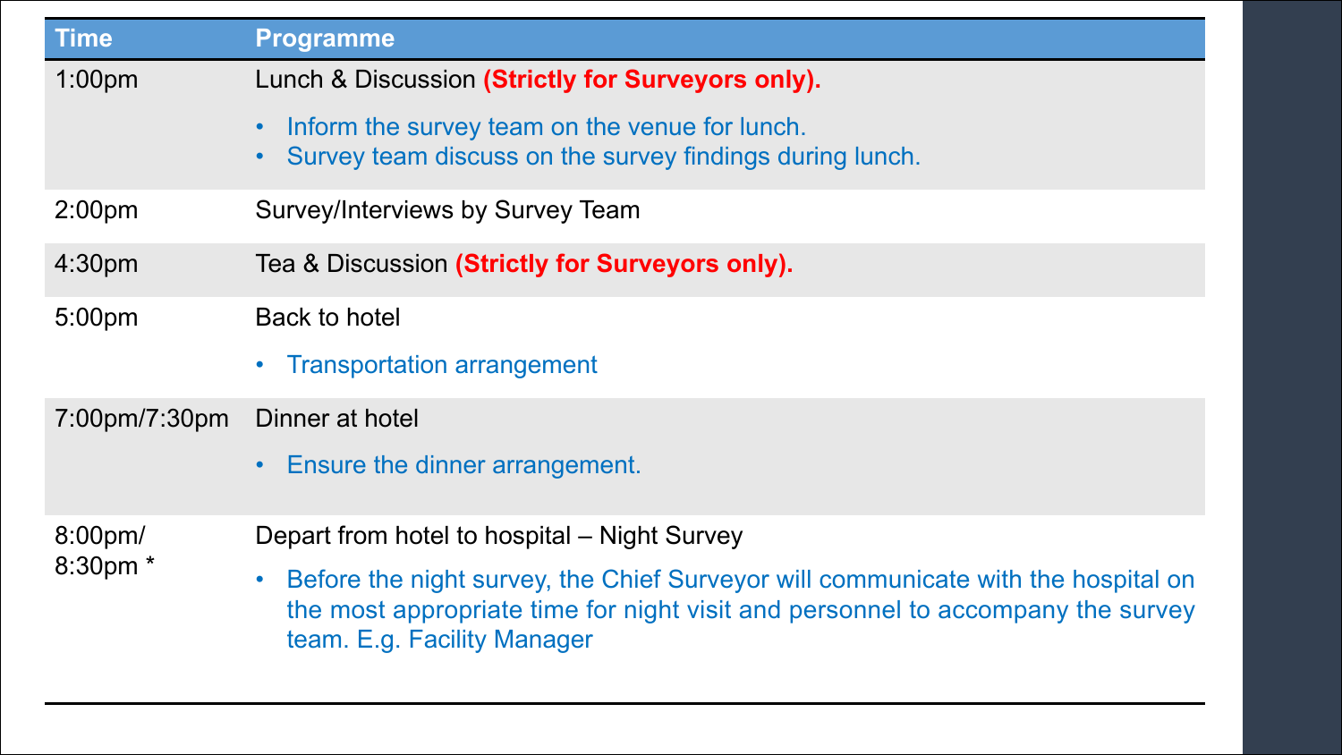| Time | Programme |
| --- | --- |
| 1:00pm | Lunch & Discussion **(Strictly for Surveyors only).**<br>• Inform the survey team on the venue for lunch.<br>• Survey team discuss on the survey findings during lunch. |
| 2:00pm | Survey/Interviews by Survey Team |
| 4:30pm | Tea & Discussion **(Strictly for Surveyors only).** |
| 5:00pm | Back to hotel<br>• Transportation arrangement |
| 7:00pm/7:30pm | Dinner at hotel<br>• Ensure the dinner arrangement. |
| 8:00pm/ 8:30pm * | Depart from hotel to hospital – Night Survey<br>• Before the night survey, the Chief Surveyor will communicate with the hospital on the most appropriate time for night visit and personnel to accompany the survey team. E.g. Facility Manager |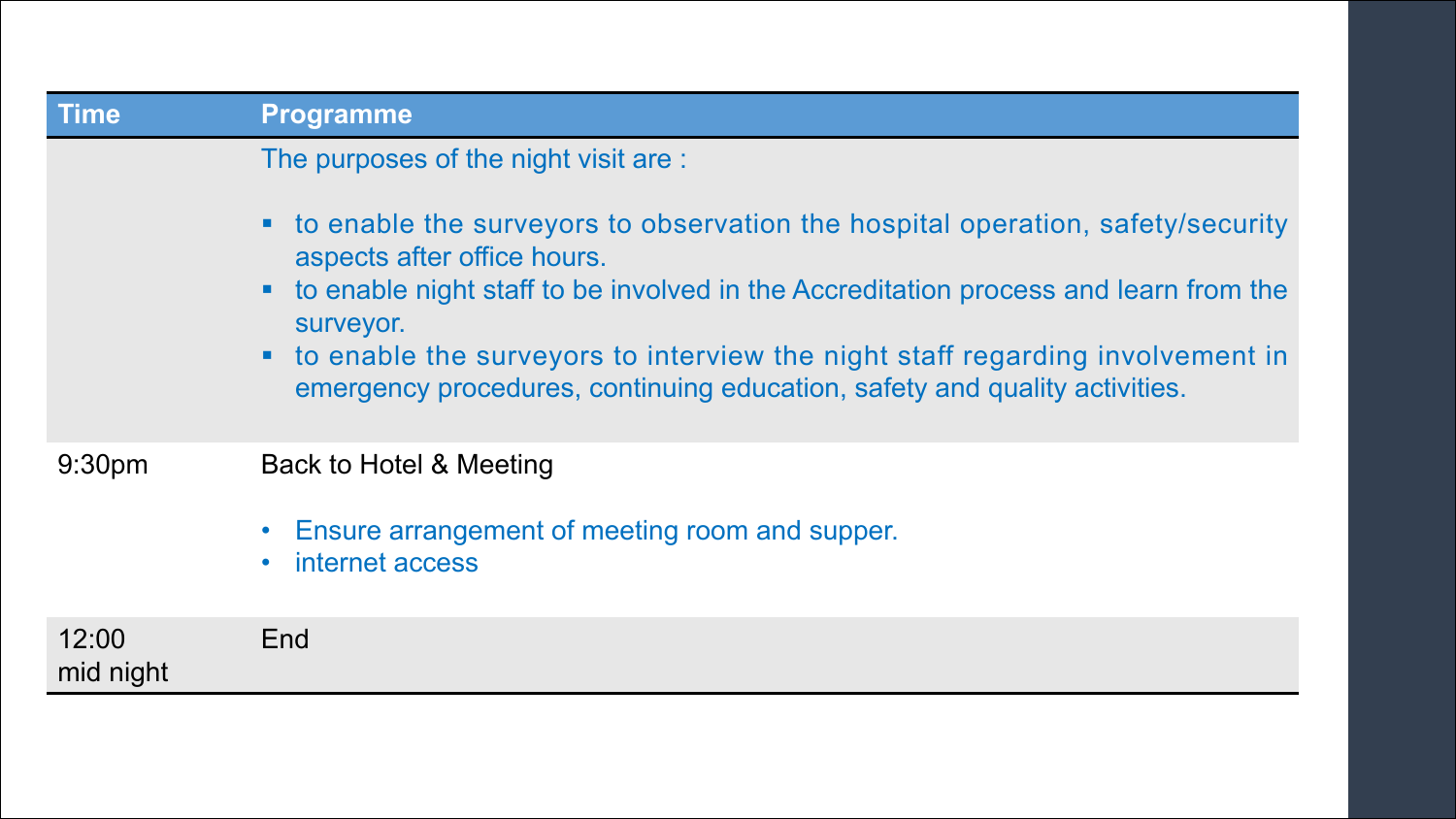| Time | Programme |
| --- | --- |
| | The purposes of the night visit are :<br><br>▪ to enable the surveyors to observation the hospital operation, safety/security aspects after office hours.<br>▪ to enable night staff to be involved in the Accreditation process and learn from the surveyor.<br>▪ to enable the surveyors to interview the night staff regarding involvement in emergency procedures, continuing education, safety and quality activities. |
| 9:30pm | Back to Hotel & Meeting<br><br>• Ensure arrangement of meeting room and supper.<br>• internet access |
| 12:00 mid night | End |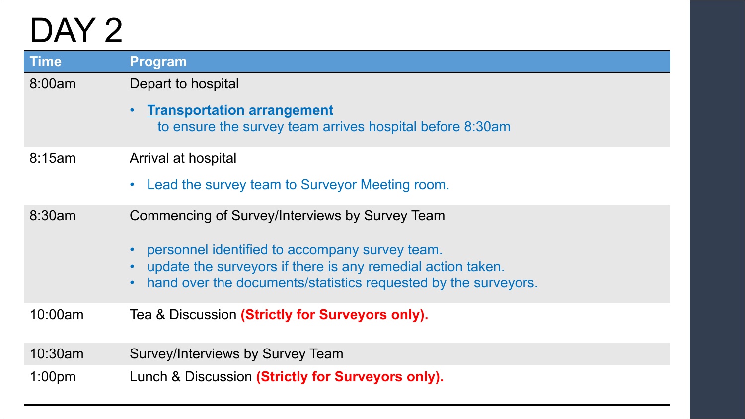# DAY 2

| Time | Program |
| --- | --- |
| 8:00am | Depart to hospital<br>• **Transportation arrangement**<br>to ensure the survey team arrives hospital before 8:30am |
| 8:15am | Arrival at hospital<br>• Lead the survey team to Surveyor Meeting room. |
| 8:30am | Commencing of Survey/Interviews by Survey Team<br>• personnel identified to accompany survey team.<br>• update the surveyors if there is any remedial action taken.<br>• hand over the documents/statistics requested by the surveyors. |
| 10:00am | Tea & Discussion **(Strictly for Surveyors only).** |
| 10:30am | Survey/Interviews by Survey Team |
| 1:00pm | Lunch & Discussion **(Strictly for Surveyors only).** |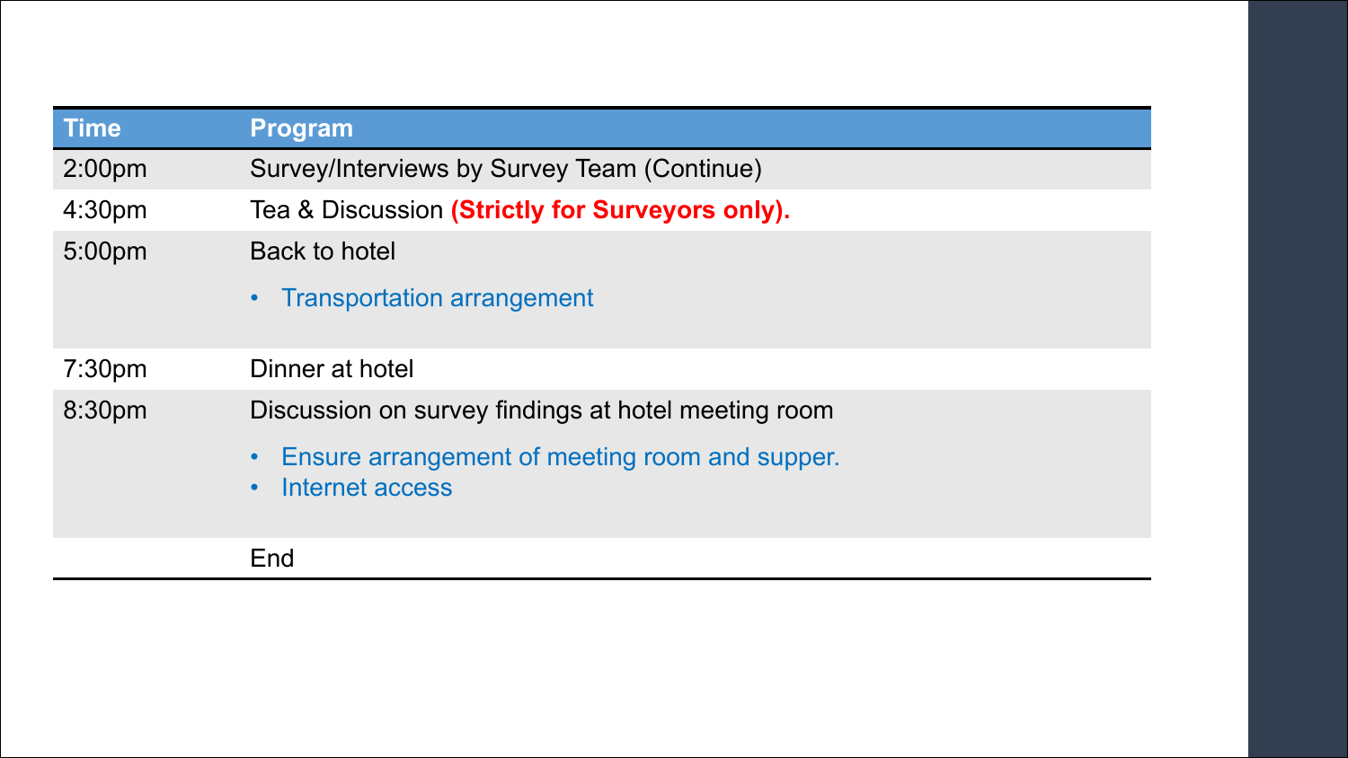| Time | Program |
| --- | --- |
| 2:00pm | Survey/Interviews by Survey Team (Continue) |
| 4:30pm | Tea & Discussion **(Strictly for Surveyors only).** |
| 5:00pm | Back to hotel<br>• Transportation arrangement |
| 7:30pm | Dinner at hotel |
| 8:30pm | Discussion on survey findings at hotel meeting room<br>• Ensure arrangement of meeting room and supper.<br>• Internet access |
| | End |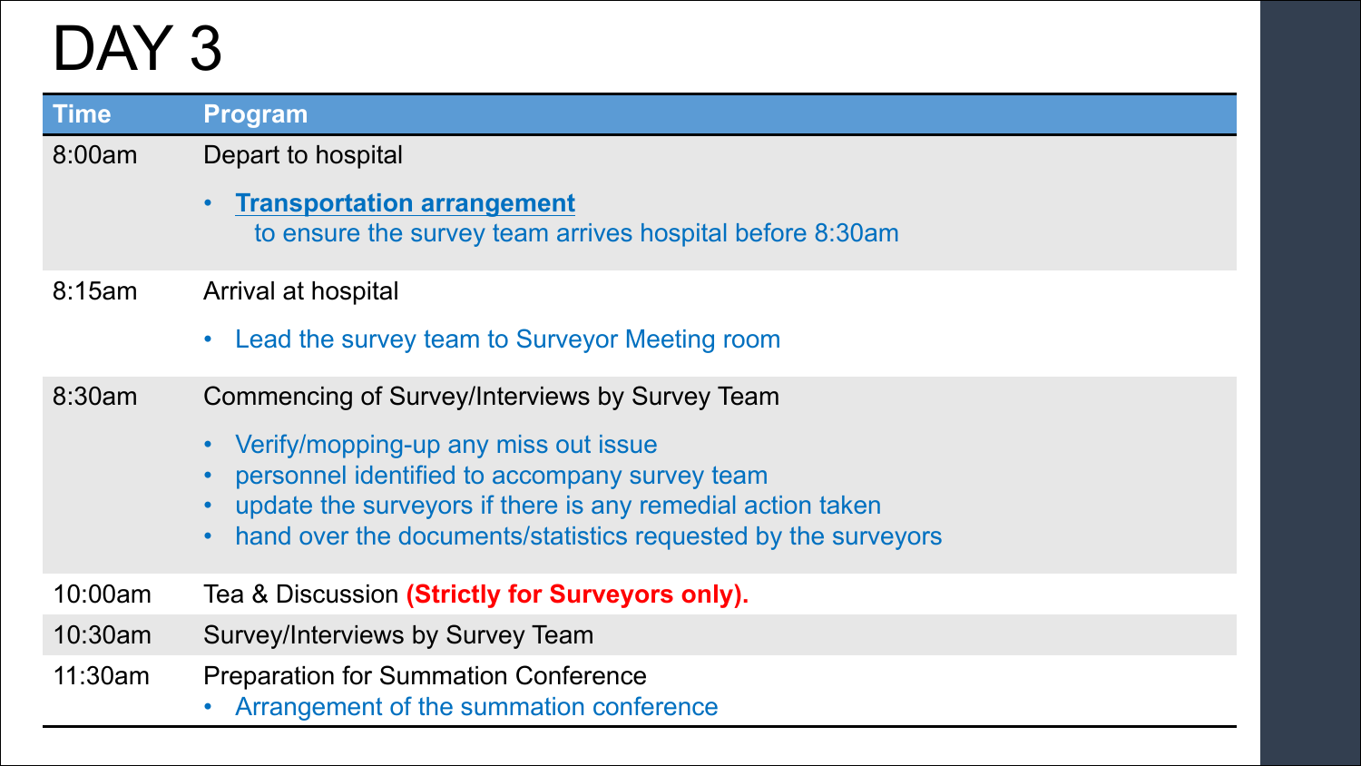# DAY 3

| Time | Program |
| --- | --- |
| 8:00am | Depart to hospital<br>• **Transportation arrangement** to ensure the survey team arrives hospital before 8:30am |
| 8:15am | Arrival at hospital<br>• Lead the survey team to Surveyor Meeting room |
| 8:30am | Commencing of Survey/Interviews by Survey Team<br>• Verify/mopping-up any miss out issue<br>• personnel identified to accompany survey team<br>• update the surveyors if there is any remedial action taken<br>• hand over the documents/statistics requested by the surveyors |
| 10:00am | Tea & Discussion **(Strictly for Surveyors only).** |
| 10:30am | Survey/Interviews by Survey Team |
| 11:30am | Preparation for Summation Conference<br>• Arrangement of the summation conference |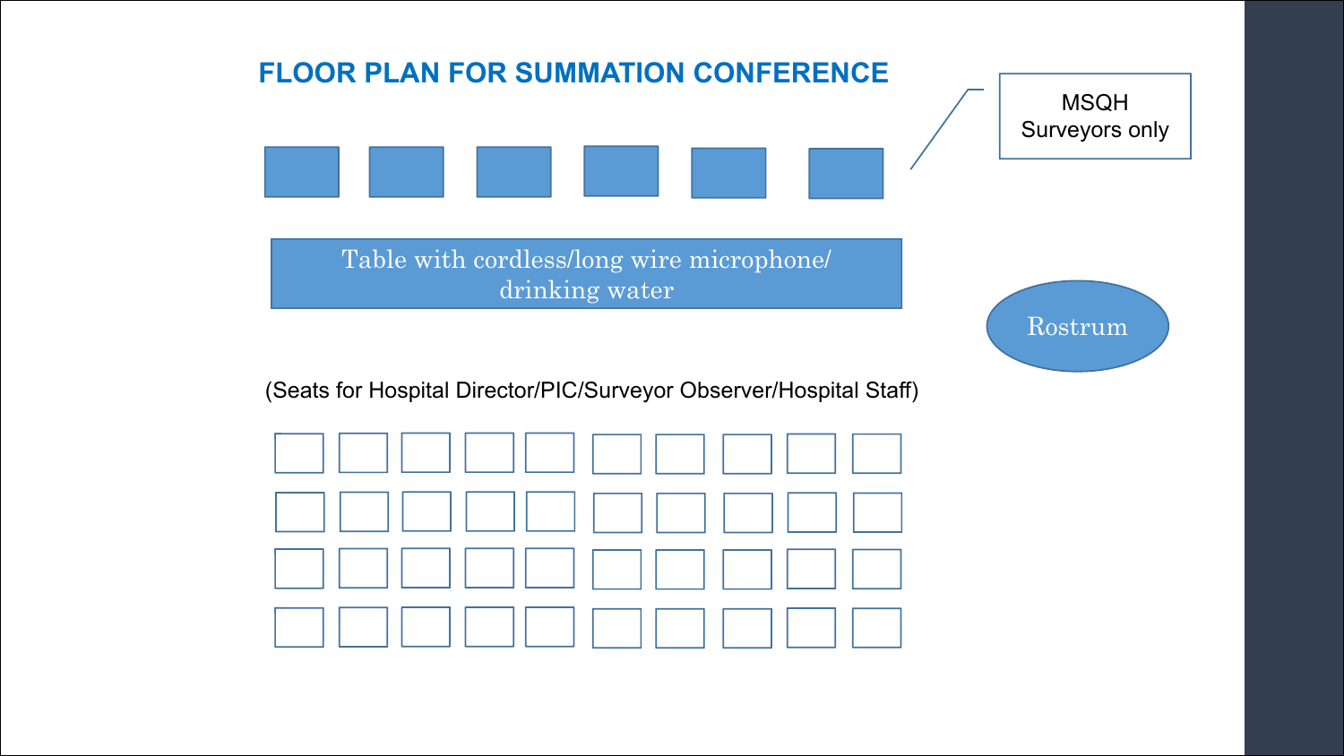# FLOOR PLAN FOR SUMMATION CONFERENCE

MSQH Surveyors only

Table with cordless/long wire microphone/ drinking water

Rostrum

(Seats for Hospital Director/PIC/Surveyor Observer/Hospital Staff)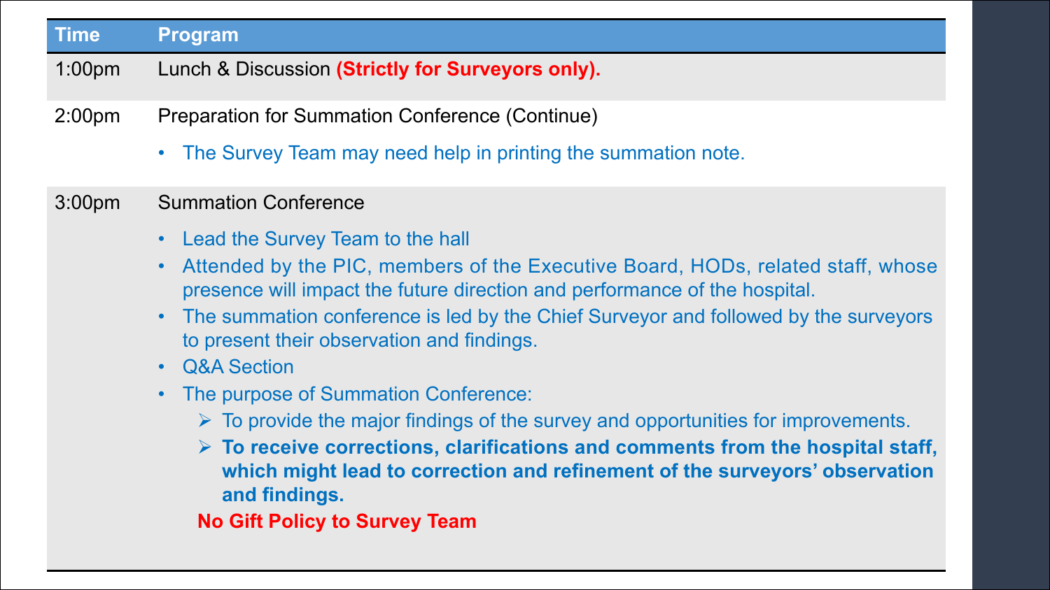| Time | Program |
| --- | --- |
| 1:00pm | Lunch & Discussion **(Strictly for Surveyors only).** |
| 2:00pm | Preparation for Summation Conference (Continue)<br>• The Survey Team may need help in printing the summation note. |
| 3:00pm | Summation Conference<br>• Lead the Survey Team to the hall<br>• Attended by the PIC, members of the Executive Board, HODs, related staff, whose presence will impact the future direction and performance of the hospital.<br>• The summation conference is led by the Chief Surveyor and followed by the surveyors to present their observation and findings.<br>• Q&A Section<br>• The purpose of Summation Conference:<br>➢ To provide the major findings of the survey and opportunities for improvements.<br>➢ **To receive corrections, clarifications and comments from the hospital staff, which might lead to correction and refinement of the surveyors' observation and findings.**<br>**No Gift Policy to Survey Team** |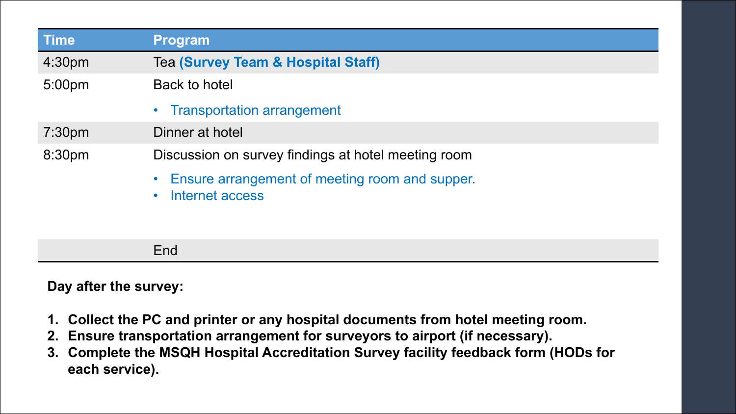| Time | Program |
|---|---|
| 4:30pm | Tea **(Survey Team & Hospital Staff)** |
| 5:00pm | Back to hotel<br>• Transportation arrangement |
| 7:30pm | Dinner at hotel |
| 8:30pm | Discussion on survey findings at hotel meeting room<br>• Ensure arrangement of meeting room and supper.<br>• Internet access |
| | End |

**Day after the survey:**

1. **Collect the PC and printer or any hospital documents from hotel meeting room.**
2. **Ensure transportation arrangement for surveyors to airport (if necessary).**
3. **Complete the MSQH Hospital Accreditation Survey facility feedback form (HODs for each service).**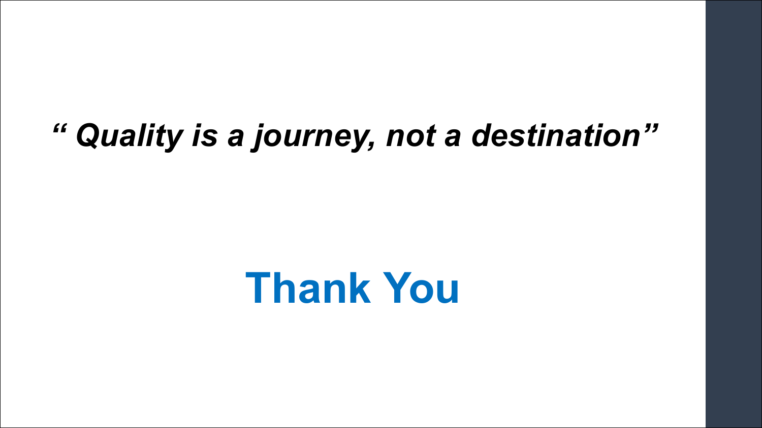*" Quality is a journey, not a destination"*

# Thank You